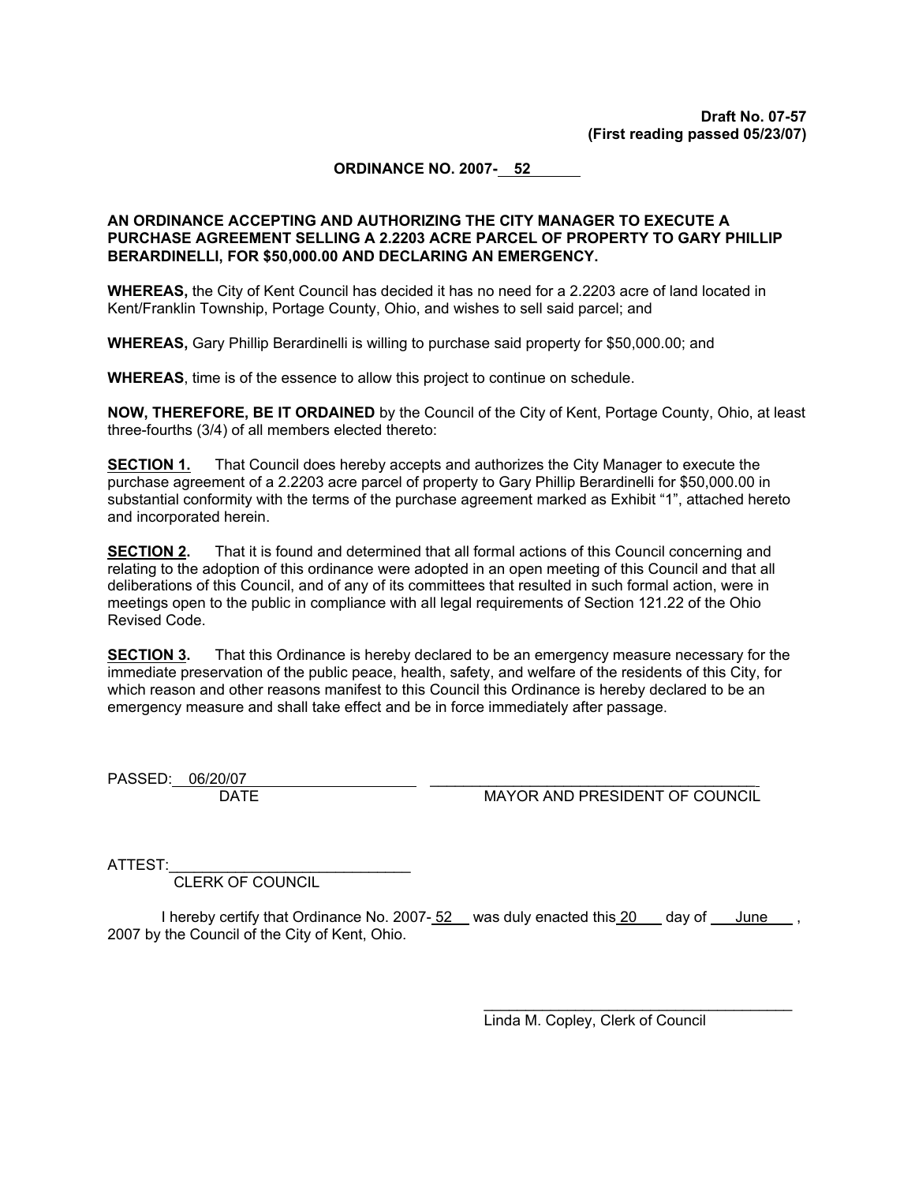**Draft No. 07-57**
**(First reading passed 05/23/07)**

**ORDINANCE NO. 2007- 52**

**AN ORDINANCE ACCEPTING AND AUTHORIZING THE CITY MANAGER TO EXECUTE A PURCHASE AGREEMENT SELLING A 2.2203 ACRE PARCEL OF PROPERTY TO GARY PHILLIP BERARDINELLI, FOR $50,000.00 AND DECLARING AN EMERGENCY.**

**WHEREAS,** the City of Kent Council has decided it has no need for a 2.2203 acre of land located in Kent/Franklin Township, Portage County, Ohio, and wishes to sell said parcel; and

**WHEREAS,** Gary Phillip Berardinelli is willing to purchase said property for $50,000.00; and

**WHEREAS**, time is of the essence to allow this project to continue on schedule.

**NOW, THEREFORE, BE IT ORDAINED** by the Council of the City of Kent, Portage County, Ohio, at least three-fourths (3/4) of all members elected thereto:

**SECTION 1.** That Council does hereby accepts and authorizes the City Manager to execute the purchase agreement of a 2.2203 acre parcel of property to Gary Phillip Berardinelli for $50,000.00 in substantial conformity with the terms of the purchase agreement marked as Exhibit "1", attached hereto and incorporated herein.

**SECTION 2.** That it is found and determined that all formal actions of this Council concerning and relating to the adoption of this ordinance were adopted in an open meeting of this Council and that all deliberations of this Council, and of any of its committees that resulted in such formal action, were in meetings open to the public in compliance with all legal requirements of Section 121.22 of the Ohio Revised Code.

**SECTION 3.** That this Ordinance is hereby declared to be an emergency measure necessary for the immediate preservation of the public peace, health, safety, and welfare of the residents of this City, for which reason and other reasons manifest to this Council this Ordinance is hereby declared to be an emergency measure and shall take effect and be in force immediately after passage.

PASSED: 06/20/07
DATE

\_\_\_\_\_\_\_\_\_\_\_\_\_\_\_\_\_\_\_\_\_\_\_\_\_\_\_\_\_\_\_\_\_\_\_\_\_\_\_\_
MAYOR AND PRESIDENT OF COUNCIL

ATTEST:\_\_\_\_\_\_\_\_\_\_\_\_\_\_\_\_\_\_\_\_\_\_\_\_\_\_\_\_\_\_
CLERK OF COUNCIL

I hereby certify that Ordinance No. 2007- 52 was duly enacted this 20 day of June, 2007 by the Council of the City of Kent, Ohio.

\_\_\_\_\_\_\_\_\_\_\_\_\_\_\_\_\_\_\_\_\_\_\_\_\_\_\_\_\_\_\_\_\_\_\_\_\_\_\_\_
Linda M. Copley, Clerk of Council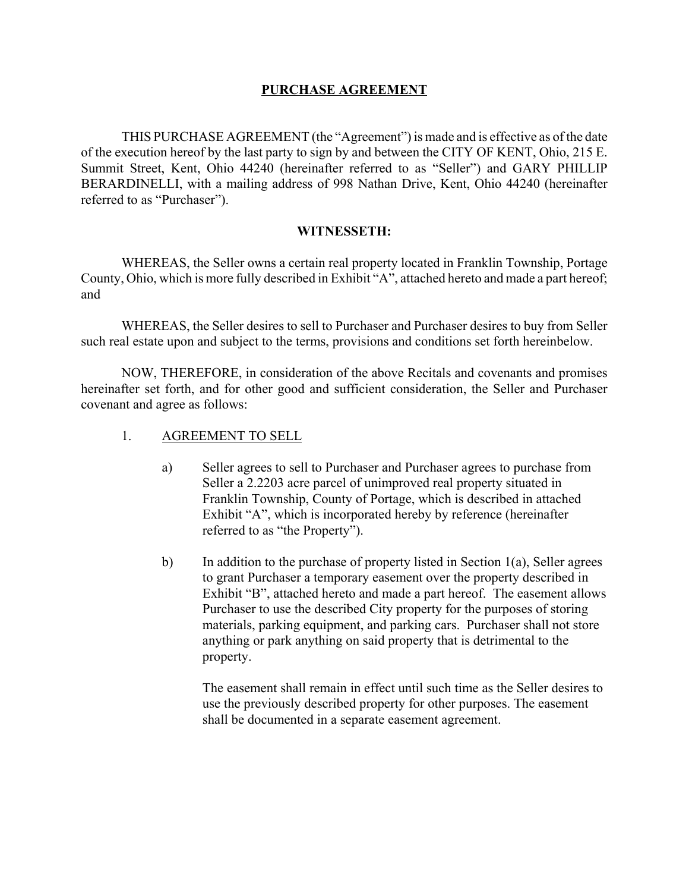# PURCHASE AGREEMENT

THIS PURCHASE AGREEMENT (the "Agreement") is made and is effective as of the date of the execution hereof by the last party to sign by and between the CITY OF KENT, Ohio, 215 E. Summit Street, Kent, Ohio 44240 (hereinafter referred to as "Seller") and GARY PHILLIP BERARDINELLI, with a mailing address of 998 Nathan Drive, Kent, Ohio 44240 (hereinafter referred to as "Purchaser").

## WITNESSETH:

WHEREAS, the Seller owns a certain real property located in Franklin Township, Portage County, Ohio, which is more fully described in Exhibit "A", attached hereto and made a part hereof; and

WHEREAS, the Seller desires to sell to Purchaser and Purchaser desires to buy from Seller such real estate upon and subject to the terms, provisions and conditions set forth hereinbelow.

NOW, THEREFORE, in consideration of the above Recitals and covenants and promises hereinafter set forth, and for other good and sufficient consideration, the Seller and Purchaser covenant and agree as follows:

1. AGREEMENT TO SELL

   a) Seller agrees to sell to Purchaser and Purchaser agrees to purchase from Seller a 2.2203 acre parcel of unimproved real property situated in Franklin Township, County of Portage, which is described in attached Exhibit "A", which is incorporated hereby by reference (hereinafter referred to as "the Property").

   b) In addition to the purchase of property listed in Section 1(a), Seller agrees to grant Purchaser a temporary easement over the property described in Exhibit "B", attached hereto and made a part hereof. The easement allows Purchaser to use the described City property for the purposes of storing materials, parking equipment, and parking cars. Purchaser shall not store anything or park anything on said property that is detrimental to the property.

      The easement shall remain in effect until such time as the Seller desires to use the previously described property for other purposes. The easement shall be documented in a separate easement agreement.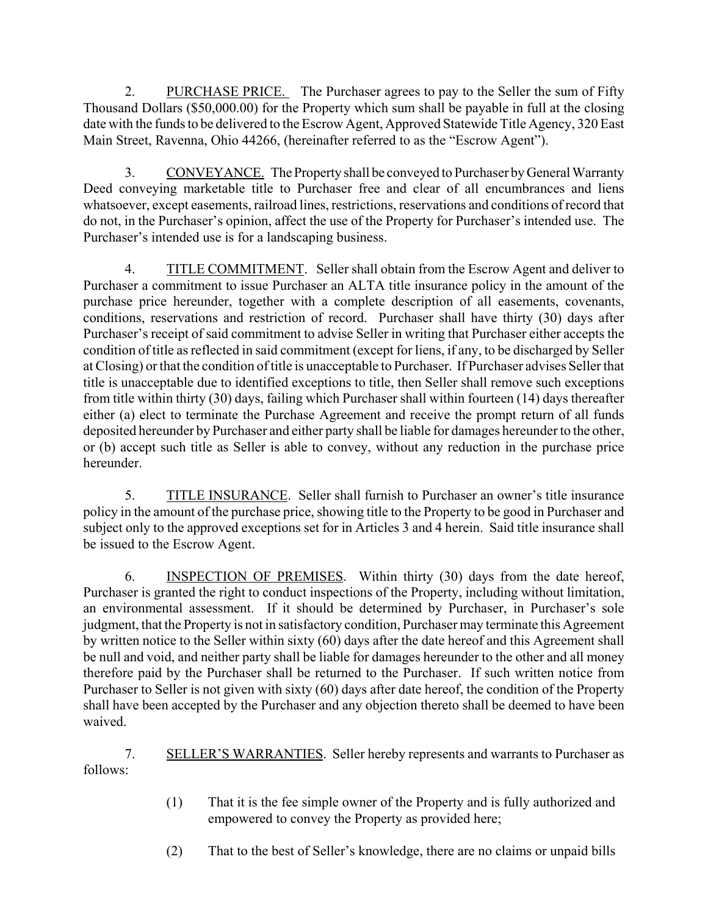2. PURCHASE PRICE. The Purchaser agrees to pay to the Seller the sum of Fifty Thousand Dollars ($50,000.00) for the Property which sum shall be payable in full at the closing date with the funds to be delivered to the Escrow Agent, Approved Statewide Title Agency, 320 East Main Street, Ravenna, Ohio 44266, (hereinafter referred to as the "Escrow Agent").

3. CONVEYANCE. The Property shall be conveyed to Purchaser by General Warranty Deed conveying marketable title to Purchaser free and clear of all encumbrances and liens whatsoever, except easements, railroad lines, restrictions, reservations and conditions of record that do not, in the Purchaser's opinion, affect the use of the Property for Purchaser's intended use. The Purchaser's intended use is for a landscaping business.

4. TITLE COMMITMENT. Seller shall obtain from the Escrow Agent and deliver to Purchaser a commitment to issue Purchaser an ALTA title insurance policy in the amount of the purchase price hereunder, together with a complete description of all easements, covenants, conditions, reservations and restriction of record. Purchaser shall have thirty (30) days after Purchaser's receipt of said commitment to advise Seller in writing that Purchaser either accepts the condition of title as reflected in said commitment (except for liens, if any, to be discharged by Seller at Closing) or that the condition of title is unacceptable to Purchaser. If Purchaser advises Seller that title is unacceptable due to identified exceptions to title, then Seller shall remove such exceptions from title within thirty (30) days, failing which Purchaser shall within fourteen (14) days thereafter either (a) elect to terminate the Purchase Agreement and receive the prompt return of all funds deposited hereunder by Purchaser and either party shall be liable for damages hereunder to the other, or (b) accept such title as Seller is able to convey, without any reduction in the purchase price hereunder.

5. TITLE INSURANCE. Seller shall furnish to Purchaser an owner's title insurance policy in the amount of the purchase price, showing title to the Property to be good in Purchaser and subject only to the approved exceptions set for in Articles 3 and 4 herein. Said title insurance shall be issued to the Escrow Agent.

6. INSPECTION OF PREMISES. Within thirty (30) days from the date hereof, Purchaser is granted the right to conduct inspections of the Property, including without limitation, an environmental assessment. If it should be determined by Purchaser, in Purchaser's sole judgment, that the Property is not in satisfactory condition, Purchaser may terminate this Agreement by written notice to the Seller within sixty (60) days after the date hereof and this Agreement shall be null and void, and neither party shall be liable for damages hereunder to the other and all money therefore paid by the Purchaser shall be returned to the Purchaser. If such written notice from Purchaser to Seller is not given with sixty (60) days after date hereof, the condition of the Property shall have been accepted by the Purchaser and any objection thereto shall be deemed to have been waived.

7. SELLER'S WARRANTIES. Seller hereby represents and warrants to Purchaser as follows:

(1) That it is the fee simple owner of the Property and is fully authorized and empowered to convey the Property as provided here;

(2) That to the best of Seller's knowledge, there are no claims or unpaid bills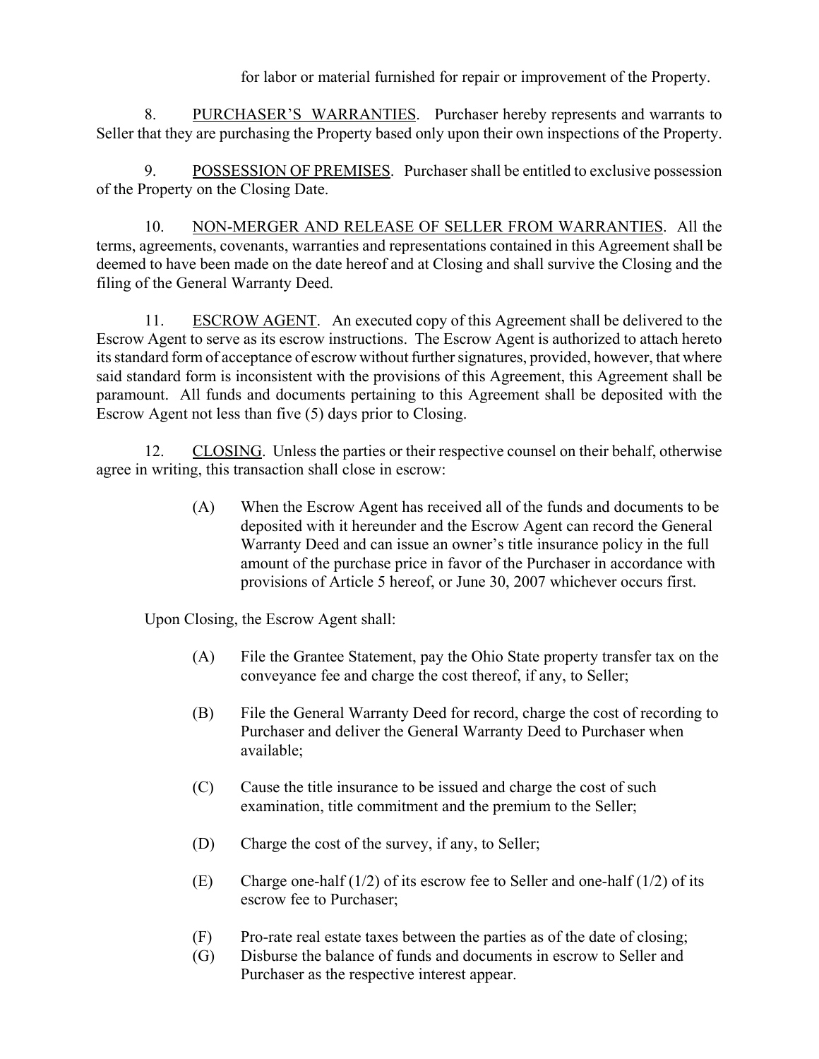for labor or material furnished for repair or improvement of the Property.

8. PURCHASER'S WARRANTIES. Purchaser hereby represents and warrants to Seller that they are purchasing the Property based only upon their own inspections of the Property.

9. POSSESSION OF PREMISES. Purchaser shall be entitled to exclusive possession of the Property on the Closing Date.

10. NON-MERGER AND RELEASE OF SELLER FROM WARRANTIES. All the terms, agreements, covenants, warranties and representations contained in this Agreement shall be deemed to have been made on the date hereof and at Closing and shall survive the Closing and the filing of the General Warranty Deed.

11. ESCROW AGENT. An executed copy of this Agreement shall be delivered to the Escrow Agent to serve as its escrow instructions. The Escrow Agent is authorized to attach hereto its standard form of acceptance of escrow without further signatures, provided, however, that where said standard form is inconsistent with the provisions of this Agreement, this Agreement shall be paramount. All funds and documents pertaining to this Agreement shall be deposited with the Escrow Agent not less than five (5) days prior to Closing.

12. CLOSING. Unless the parties or their respective counsel on their behalf, otherwise agree in writing, this transaction shall close in escrow:

(A) When the Escrow Agent has received all of the funds and documents to be deposited with it hereunder and the Escrow Agent can record the General Warranty Deed and can issue an owner's title insurance policy in the full amount of the purchase price in favor of the Purchaser in accordance with provisions of Article 5 hereof, or June 30, 2007 whichever occurs first.

Upon Closing, the Escrow Agent shall:

(A) File the Grantee Statement, pay the Ohio State property transfer tax on the conveyance fee and charge the cost thereof, if any, to Seller;

(B) File the General Warranty Deed for record, charge the cost of recording to Purchaser and deliver the General Warranty Deed to Purchaser when available;

(C) Cause the title insurance to be issued and charge the cost of such examination, title commitment and the premium to the Seller;

(D) Charge the cost of the survey, if any, to Seller;

(E) Charge one-half (1/2) of its escrow fee to Seller and one-half (1/2) of its escrow fee to Purchaser;

(F) Pro-rate real estate taxes between the parties as of the date of closing;

(G) Disburse the balance of funds and documents in escrow to Seller and Purchaser as the respective interest appear.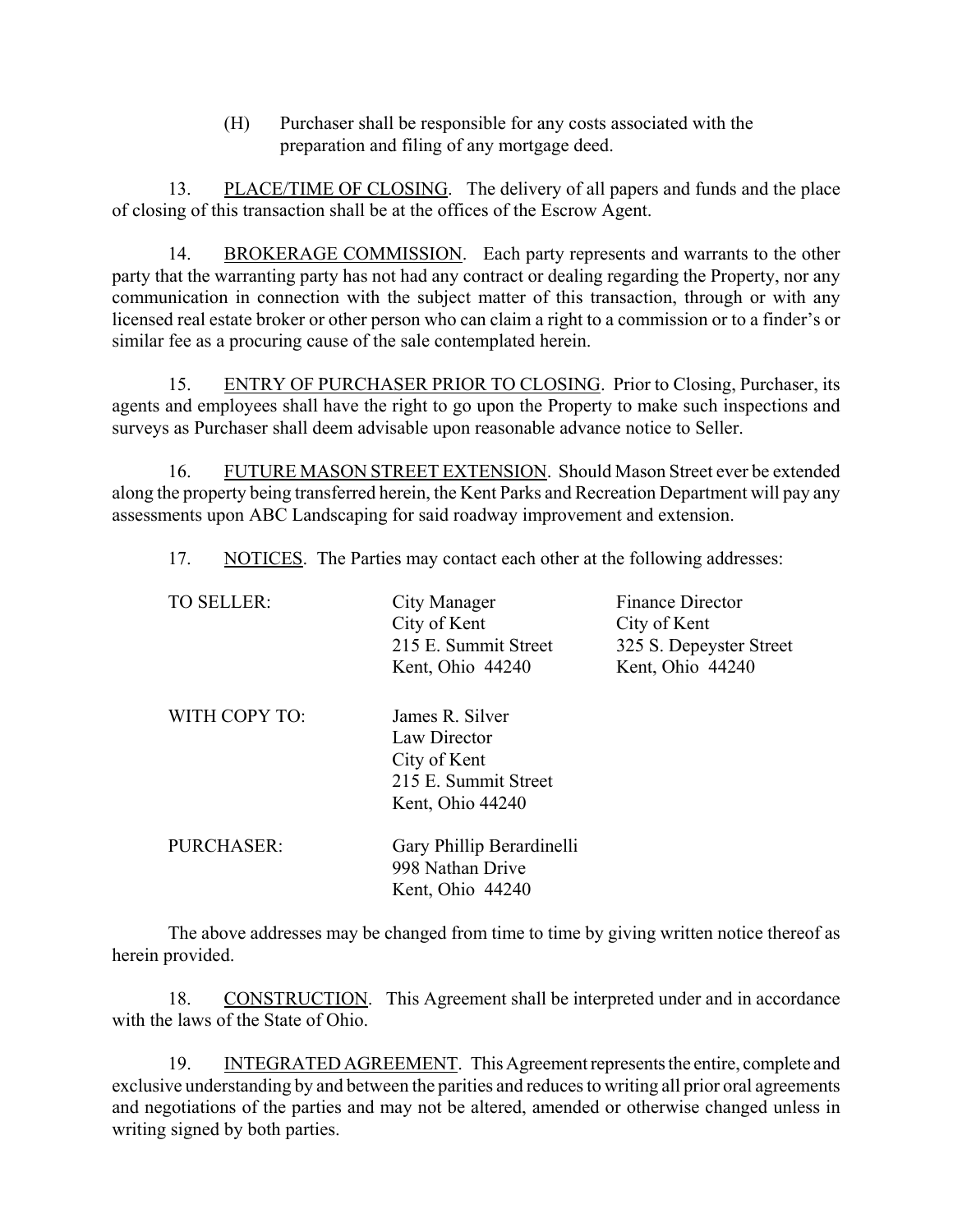(H) Purchaser shall be responsible for any costs associated with the preparation and filing of any mortgage deed.

13. <u>PLACE/TIME OF CLOSING</u>. The delivery of all papers and funds and the place of closing of this transaction shall be at the offices of the Escrow Agent.

14. <u>BROKERAGE COMMISSION</u>. Each party represents and warrants to the other party that the warranting party has not had any contract or dealing regarding the Property, nor any communication in connection with the subject matter of this transaction, through or with any licensed real estate broker or other person who can claim a right to a commission or to a finder's or similar fee as a procuring cause of the sale contemplated herein.

15. <u>ENTRY OF PURCHASER PRIOR TO CLOSING</u>. Prior to Closing, Purchaser, its agents and employees shall have the right to go upon the Property to make such inspections and surveys as Purchaser shall deem advisable upon reasonable advance notice to Seller.

16. <u>FUTURE MASON STREET EXTENSION</u>. Should Mason Street ever be extended along the property being transferred herein, the Kent Parks and Recreation Department will pay any assessments upon ABC Landscaping for said roadway improvement and extension.

17. <u>NOTICES</u>. The Parties may contact each other at the following addresses:

| | | |
|---|---|---|
| TO SELLER: | City Manager<br>City of Kent<br>215 E. Summit Street<br>Kent, Ohio 44240 | Finance Director<br>City of Kent<br>325 S. Depeyster Street<br>Kent, Ohio 44240 |
| WITH COPY TO: | James R. Silver<br>Law Director<br>City of Kent<br>215 E. Summit Street<br>Kent, Ohio 44240 | |
| PURCHASER: | Gary Phillip Berardinelli<br>998 Nathan Drive<br>Kent, Ohio 44240 | |

The above addresses may be changed from time to time by giving written notice thereof as herein provided.

18. <u>CONSTRUCTION</u>. This Agreement shall be interpreted under and in accordance with the laws of the State of Ohio.

19. <u>INTEGRATED AGREEMENT</u>. This Agreement represents the entire, complete and exclusive understanding by and between the parities and reduces to writing all prior oral agreements and negotiations of the parties and may not be altered, amended or otherwise changed unless in writing signed by both parties.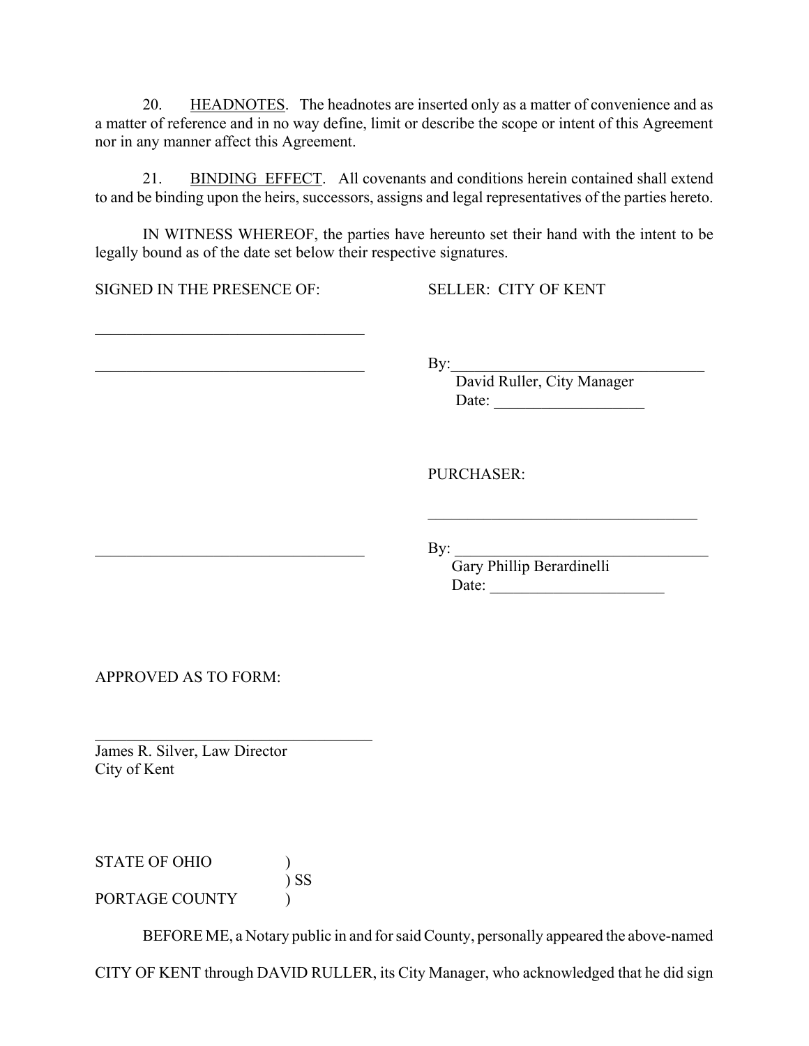20. <u>HEADNOTES</u>. The headnotes are inserted only as a matter of convenience and as a matter of reference and in no way define, limit or describe the scope or intent of this Agreement nor in any manner affect this Agreement.

21. <u>BINDING EFFECT</u>. All covenants and conditions herein contained shall extend to and be binding upon the heirs, successors, assigns and legal representatives of the parties hereto.

IN WITNESS WHEREOF, the parties have hereunto set their hand with the intent to be legally bound as of the date set below their respective signatures.

SIGNED IN THE PRESENCE OF:

___________________________________

___________________________________

SELLER: CITY OF KENT

By:_________________________________
David Ruller, City Manager
Date: ___________________

PURCHASER:

___________________________________

___________________________________

By: _________________________________
Gary Phillip Berardinelli
Date: ______________________

APPROVED AS TO FORM:

___________________________________
James R. Silver, Law Director
City of Kent

STATE OF OHIO )
) SS
PORTAGE COUNTY )

BEFORE ME, a Notary public in and for said County, personally appeared the above-named CITY OF KENT through DAVID RULLER, its City Manager, who acknowledged that he did sign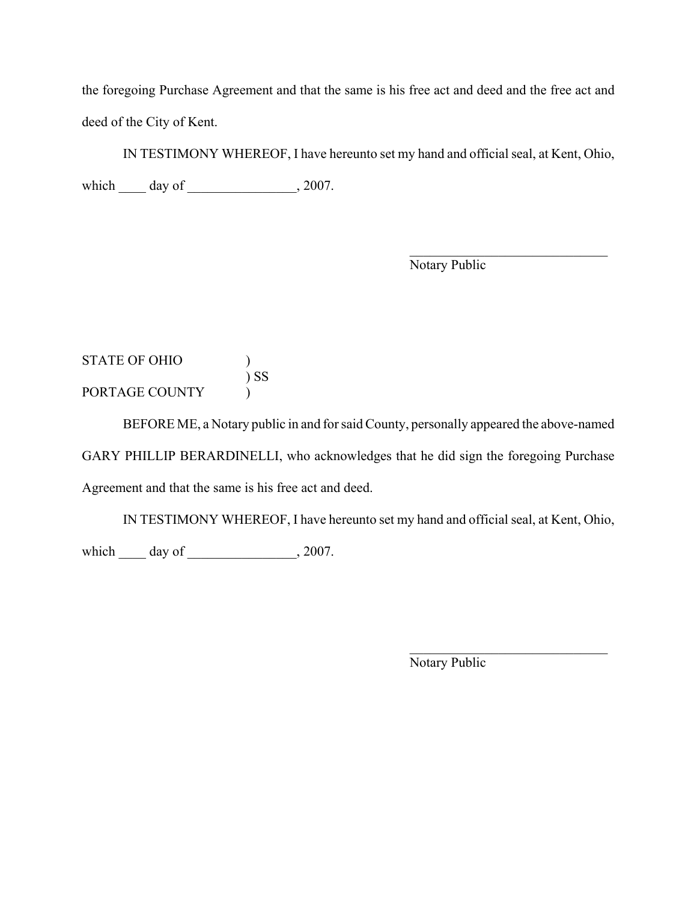the foregoing Purchase Agreement and that the same is his free act and deed and the free act and deed of the City of Kent.

IN TESTIMONY WHEREOF, I have hereunto set my hand and official seal, at Kent, Ohio, which ____ day of ________________, 2007.

______________________________
Notary Public

STATE OF OHIO )
) SS
PORTAGE COUNTY )

BEFORE ME, a Notary public in and for said County, personally appeared the above-named GARY PHILLIP BERARDINELLI, who acknowledges that he did sign the foregoing Purchase Agreement and that the same is his free act and deed.

IN TESTIMONY WHEREOF, I have hereunto set my hand and official seal, at Kent, Ohio, which ____ day of ________________, 2007.

______________________________
Notary Public